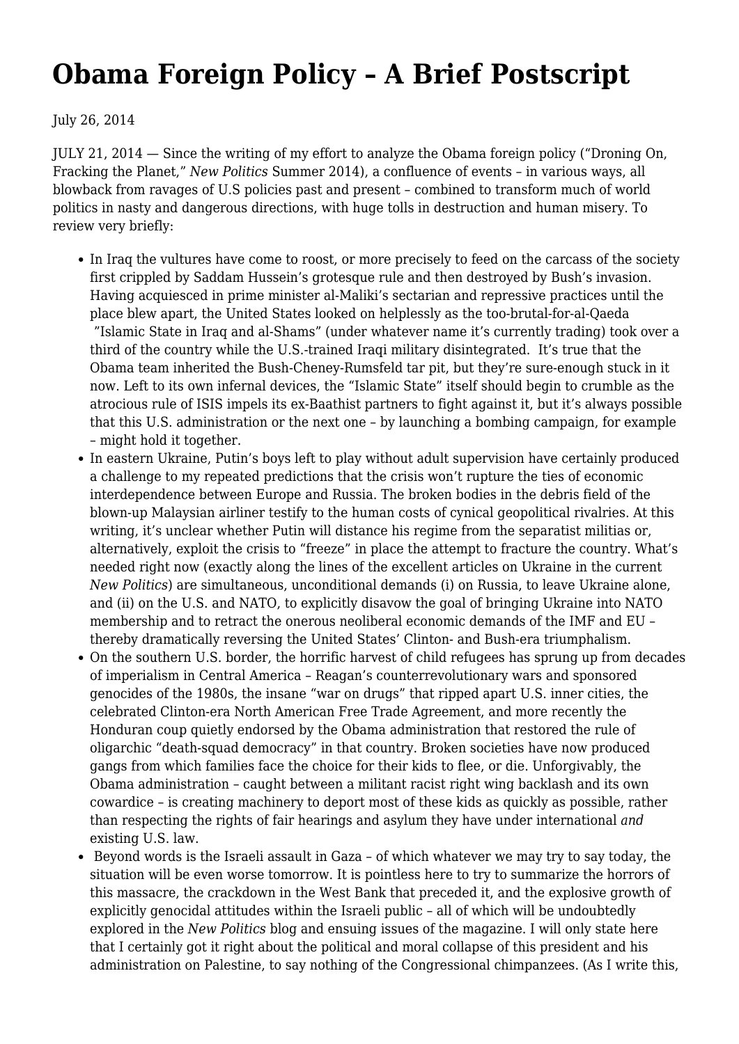# Obama Foreign Policy – A Brief Postscript

July 26, 2014

JULY 21, 2014 — Since the writing of my effort to analyze the Obama foreign policy ("Droning On, Fracking the Planet," *New Politics* Summer 2014), a confluence of events – in various ways, all blowback from ravages of U.S policies past and present – combined to transform much of world politics in nasty and dangerous directions, with huge tolls in destruction and human misery. To review very briefly:

- In Iraq the vultures have come to roost, or more precisely to feed on the carcass of the society first crippled by Saddam Hussein's grotesque rule and then destroyed by Bush's invasion. Having acquiesced in prime minister al-Maliki's sectarian and repressive practices until the place blew apart, the United States looked on helplessly as the too-brutal-for-al-Qaeda "Islamic State in Iraq and al-Shams" (under whatever name it's currently trading) took over a third of the country while the U.S.-trained Iraqi military disintegrated. It's true that the Obama team inherited the Bush-Cheney-Rumsfeld tar pit, but they're sure-enough stuck in it now. Left to its own infernal devices, the "Islamic State" itself should begin to crumble as the atrocious rule of ISIS impels its ex-Baathist partners to fight against it, but it's always possible that this U.S. administration or the next one – by launching a bombing campaign, for example – might hold it together.
- In eastern Ukraine, Putin's boys left to play without adult supervision have certainly produced a challenge to my repeated predictions that the crisis won't rupture the ties of economic interdependence between Europe and Russia. The broken bodies in the debris field of the blown-up Malaysian airliner testify to the human costs of cynical geopolitical rivalries. At this writing, it's unclear whether Putin will distance his regime from the separatist militias or, alternatively, exploit the crisis to "freeze" in place the attempt to fracture the country. What's needed right now (exactly along the lines of the excellent articles on Ukraine in the current *New Politics*) are simultaneous, unconditional demands (i) on Russia, to leave Ukraine alone, and (ii) on the U.S. and NATO, to explicitly disavow the goal of bringing Ukraine into NATO membership and to retract the onerous neoliberal economic demands of the IMF and EU – thereby dramatically reversing the United States' Clinton- and Bush-era triumphalism.
- On the southern U.S. border, the horrific harvest of child refugees has sprung up from decades of imperialism in Central America – Reagan's counterrevolutionary wars and sponsored genocides of the 1980s, the insane "war on drugs" that ripped apart U.S. inner cities, the celebrated Clinton-era North American Free Trade Agreement, and more recently the Honduran coup quietly endorsed by the Obama administration that restored the rule of oligarchic "death-squad democracy" in that country. Broken societies have now produced gangs from which families face the choice for their kids to flee, or die. Unforgivably, the Obama administration – caught between a militant racist right wing backlash and its own cowardice – is creating machinery to deport most of these kids as quickly as possible, rather than respecting the rights of fair hearings and asylum they have under international *and* existing U.S. law.
- Beyond words is the Israeli assault in Gaza – of which whatever we may try to say today, the situation will be even worse tomorrow. It is pointless here to try to summarize the horrors of this massacre, the crackdown in the West Bank that preceded it, and the explosive growth of explicitly genocidal attitudes within the Israeli public – all of which will be undoubtedly explored in the *New Politics* blog and ensuing issues of the magazine. I will only state here that I certainly got it right about the political and moral collapse of this president and his administration on Palestine, to say nothing of the Congressional chimpanzees. (As I write this,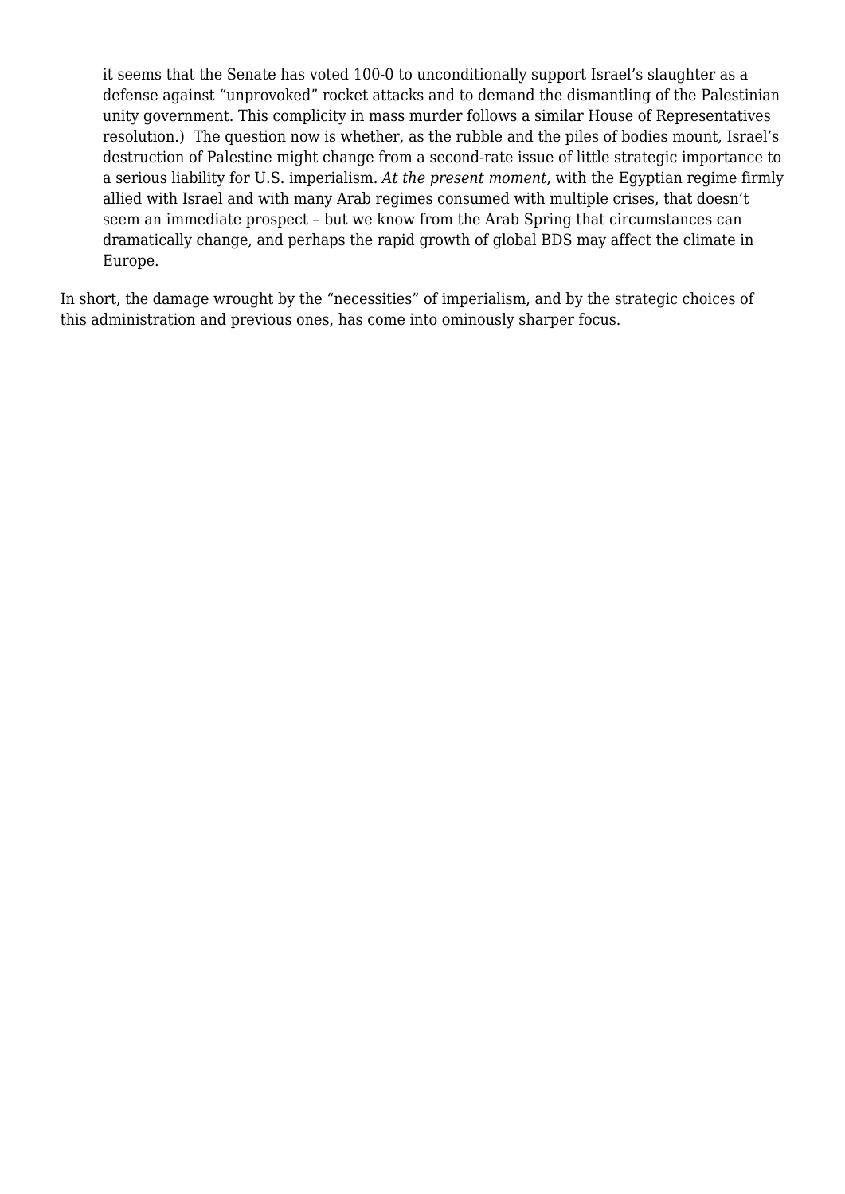> it seems that the Senate has voted 100-0 to unconditionally support Israel's slaughter as a defense against "unprovoked" rocket attacks and to demand the dismantling of the Palestinian unity government. This complicity in mass murder follows a similar House of Representatives resolution.) The question now is whether, as the rubble and the piles of bodies mount, Israel's destruction of Palestine might change from a second-rate issue of little strategic importance to a serious liability for U.S. imperialism. *At the present moment*, with the Egyptian regime firmly allied with Israel and with many Arab regimes consumed with multiple crises, that doesn't seem an immediate prospect – but we know from the Arab Spring that circumstances can dramatically change, and perhaps the rapid growth of global BDS may affect the climate in Europe.

In short, the damage wrought by the "necessities" of imperialism, and by the strategic choices of this administration and previous ones, has come into ominously sharper focus.